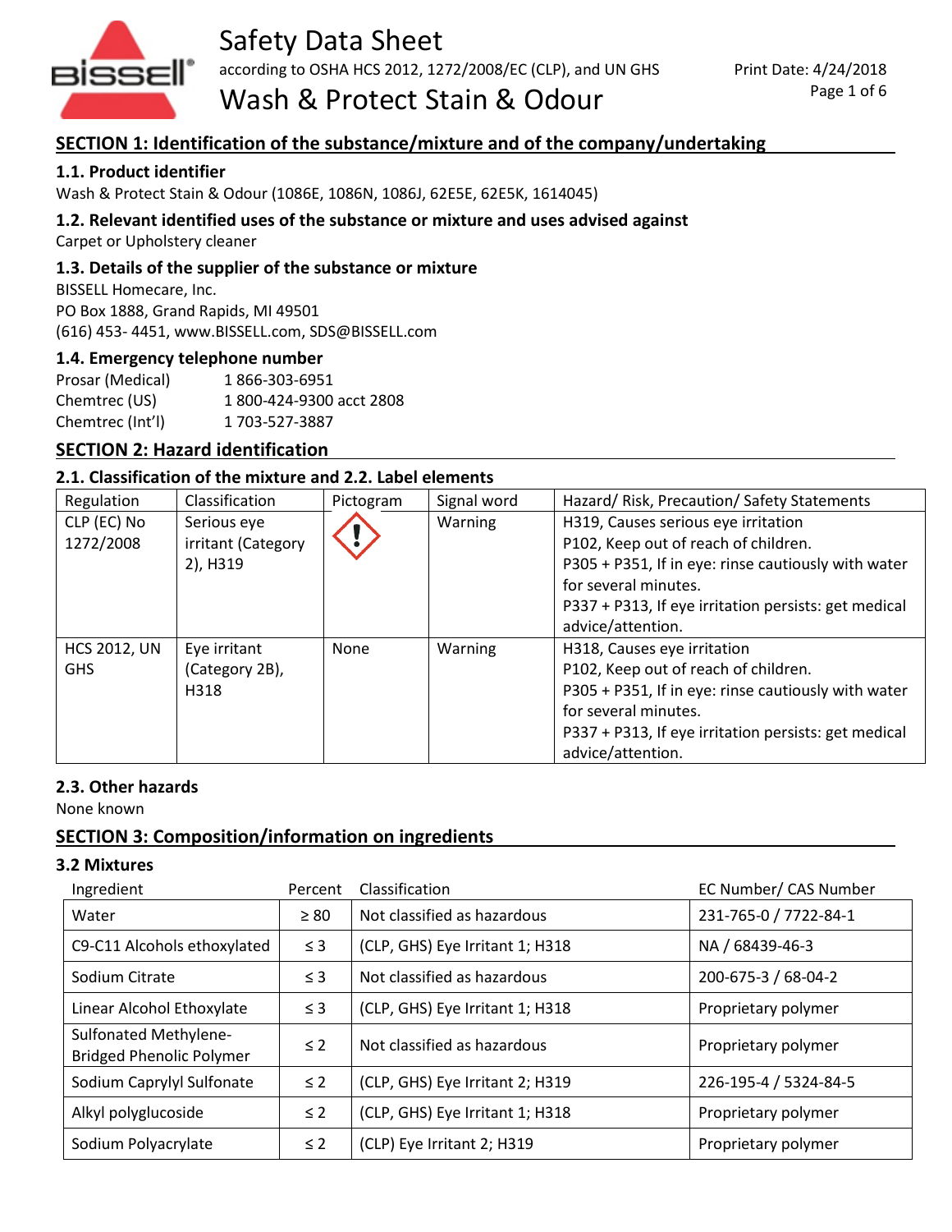# Safety Data Sheet

according to OSHA HCS 2012, 1272/2008/EC (CLP), and UN GHS

Print Date: 4/24/2018

# Wash & Protect Stain & Odour

## SECTION 1: Identification of the substance/mixture and of the company/undertaking

### 1.1. Product identifier

Wash & Protect Stain & Odour (1086E, 1086N, 1086J, 62E5E, 62E5K, 1614045)

### 1.2. Relevant identified uses of the substance or mixture and uses advised against

Carpet or Upholstery cleaner

### 1.3. Details of the supplier of the substance or mixture

BISSELL Homecare, Inc.
PO Box 1888, Grand Rapids, MI 49501
(616) 453- 4451, www.BISSELL.com, SDS@BISSELL.com

### 1.4. Emergency telephone number

| | |
|---|---|
| Prosar (Medical) | 1 866-303-6951 |
| Chemtrec (US) | 1 800-424-9300 acct 2808 |
| Chemtrec (Int'l) | 1 703-527-3887 |

## SECTION 2: Hazard identification

### 2.1. Classification of the mixture and 2.2. Label elements

| Regulation | Classification | Pictogram | Signal word | Hazard/ Risk, Precaution/ Safety Statements |
|---|---|---|---|---|
| CLP (EC) No 1272/2008 | Serious eye irritant (Category 2), H319 | ⚠ (exclamation mark) | Warning | H319, Causes serious eye irritation<br>P102, Keep out of reach of children.<br>P305 + P351, If in eye: rinse cautiously with water for several minutes.<br>P337 + P313, If eye irritation persists: get medical advice/attention. |
| HCS 2012, UN GHS | Eye irritant (Category 2B), H318 | None | Warning | H318, Causes eye irritation<br>P102, Keep out of reach of children.<br>P305 + P351, If in eye: rinse cautiously with water for several minutes.<br>P337 + P313, If eye irritation persists: get medical advice/attention. |

### 2.3. Other hazards

None known

## SECTION 3: Composition/information on ingredients

### 3.2 Mixtures

| Ingredient | Percent | Classification | EC Number/ CAS Number |
|---|---|---|---|
| Water | ≥ 80 | Not classified as hazardous | 231-765-0 / 7722-84-1 |
| C9-C11 Alcohols ethoxylated | ≤ 3 | (CLP, GHS) Eye Irritant 1; H318 | NA / 68439-46-3 |
| Sodium Citrate | ≤ 3 | Not classified as hazardous | 200-675-3 / 68-04-2 |
| Linear Alcohol Ethoxylate | ≤ 3 | (CLP, GHS) Eye Irritant 1; H318 | Proprietary polymer |
| Sulfonated Methylene-Bridged Phenolic Polymer | ≤ 2 | Not classified as hazardous | Proprietary polymer |
| Sodium Caprylyl Sulfonate | ≤ 2 | (CLP, GHS) Eye Irritant 2; H319 | 226-195-4 / 5324-84-5 |
| Alkyl polyglucoside | ≤ 2 | (CLP, GHS) Eye Irritant 1; H318 | Proprietary polymer |
| Sodium Polyacrylate | ≤ 2 | (CLP) Eye Irritant 2; H319 | Proprietary polymer |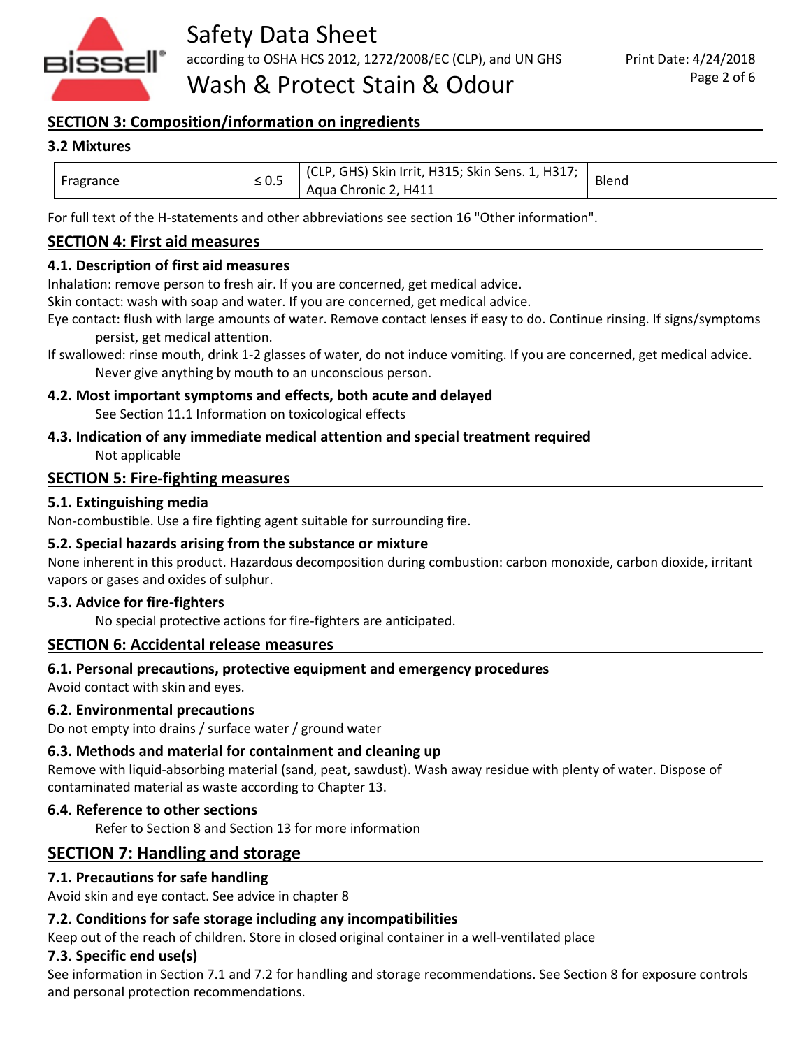## SECTION 3: Composition/information on ingredients

### 3.2 Mixtures

| | | | |
|---|---|---|---|
| Fragrance | ≤ 0.5 | (CLP, GHS) Skin Irrit, H315; Skin Sens. 1, H317; Aqua Chronic 2, H411 | Blend |

For full text of the H-statements and other abbreviations see section 16 "Other information".

## SECTION 4: First aid measures

### 4.1. Description of first aid measures

Inhalation: remove person to fresh air. If you are concerned, get medical advice.

Skin contact: wash with soap and water. If you are concerned, get medical advice.

Eye contact: flush with large amounts of water. Remove contact lenses if easy to do. Continue rinsing. If signs/symptoms persist, get medical attention.

If swallowed: rinse mouth, drink 1-2 glasses of water, do not induce vomiting. If you are concerned, get medical advice. Never give anything by mouth to an unconscious person.

### 4.2. Most important symptoms and effects, both acute and delayed

See Section 11.1 Information on toxicological effects

### 4.3. Indication of any immediate medical attention and special treatment required

Not applicable

## SECTION 5: Fire-fighting measures

### 5.1. Extinguishing media

Non-combustible. Use a fire fighting agent suitable for surrounding fire.

### 5.2. Special hazards arising from the substance or mixture

None inherent in this product. Hazardous decomposition during combustion: carbon monoxide, carbon dioxide, irritant vapors or gases and oxides of sulphur.

### 5.3. Advice for fire-fighters

No special protective actions for fire-fighters are anticipated.

## SECTION 6: Accidental release measures

### 6.1. Personal precautions, protective equipment and emergency procedures

Avoid contact with skin and eyes.

### 6.2. Environmental precautions

Do not empty into drains / surface water / ground water

### 6.3. Methods and material for containment and cleaning up

Remove with liquid-absorbing material (sand, peat, sawdust). Wash away residue with plenty of water. Dispose of contaminated material as waste according to Chapter 13.

### 6.4. Reference to other sections

Refer to Section 8 and Section 13 for more information

## SECTION 7: Handling and storage

### 7.1. Precautions for safe handling

Avoid skin and eye contact. See advice in chapter 8

### 7.2. Conditions for safe storage including any incompatibilities

Keep out of the reach of children. Store in closed original container in a well-ventilated place

### 7.3. Specific end use(s)

See information in Section 7.1 and 7.2 for handling and storage recommendations. See Section 8 for exposure controls and personal protection recommendations.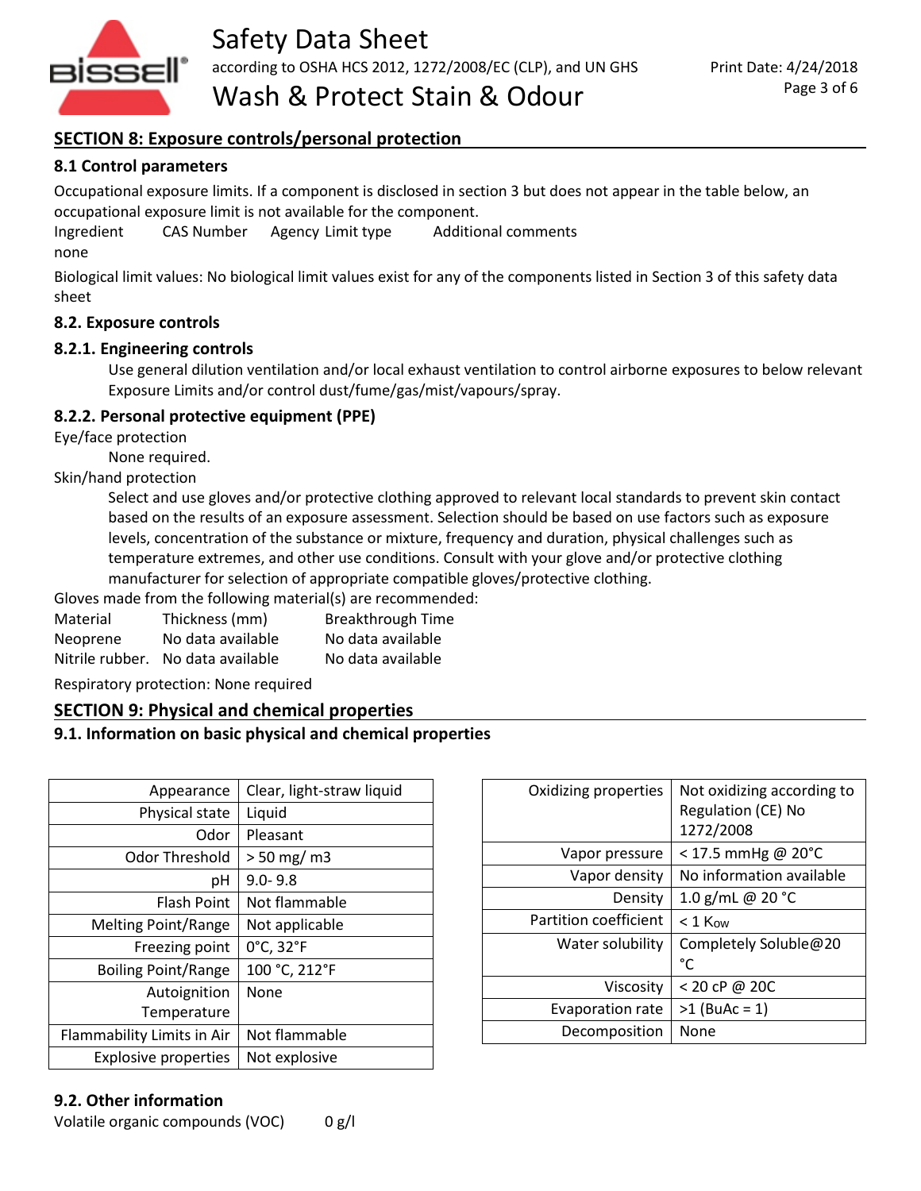## SECTION 8: Exposure controls/personal protection

### 8.1 Control parameters

Occupational exposure limits. If a component is disclosed in section 3 but does not appear in the table below, an occupational exposure limit is not available for the component.

| Ingredient | CAS Number | Agency | Limit type | Additional comments |
|---|---|---|---|---|
| none | | | | |

Biological limit values: No biological limit values exist for any of the components listed in Section 3 of this safety data sheet

### 8.2. Exposure controls

#### 8.2.1. Engineering controls

Use general dilution ventilation and/or local exhaust ventilation to control airborne exposures to below relevant Exposure Limits and/or control dust/fume/gas/mist/vapours/spray.

#### 8.2.2. Personal protective equipment (PPE)

Eye/face protection

None required.

Skin/hand protection

Select and use gloves and/or protective clothing approved to relevant local standards to prevent skin contact based on the results of an exposure assessment. Selection should be based on use factors such as exposure levels, concentration of the substance or mixture, frequency and duration, physical challenges such as temperature extremes, and other use conditions. Consult with your glove and/or protective clothing manufacturer for selection of appropriate compatible gloves/protective clothing.

Gloves made from the following material(s) are recommended:

| Material | Thickness (mm) | Breakthrough Time |
|---|---|---|
| Neoprene | No data available | No data available |
| Nitrile rubber. | No data available | No data available |

Respiratory protection: None required

## SECTION 9: Physical and chemical properties

### 9.1. Information on basic physical and chemical properties

| Property | Value |
|---|---|
| Appearance | Clear, light-straw liquid |
| Physical state | Liquid |
| Odor | Pleasant |
| Odor Threshold | > 50 mg/ m3 |
| pH | 9.0- 9.8 |
| Flash Point | Not flammable |
| Melting Point/Range | Not applicable |
| Freezing point | 0°C, 32°F |
| Boiling Point/Range | 100 °C, 212°F |
| Autoignition Temperature | None |
| Flammability Limits in Air | Not flammable |
| Explosive properties | Not explosive |
| Oxidizing properties | Not oxidizing according to Regulation (CE) No 1272/2008 |
| Vapor pressure | < 17.5 mmHg @ 20°C |
| Vapor density | No information available |
| Density | 1.0 g/mL @ 20 °C |
| Partition coefficient | < 1 $K_{ow}$ |
| Water solubility | Completely Soluble@20 °C |
| Viscosity | < 20 cP @ 20C |
| Evaporation rate | >1 (BuAc = 1) |
| Decomposition | None |

### 9.2. Other information

Volatile organic compounds (VOC) 0 g/l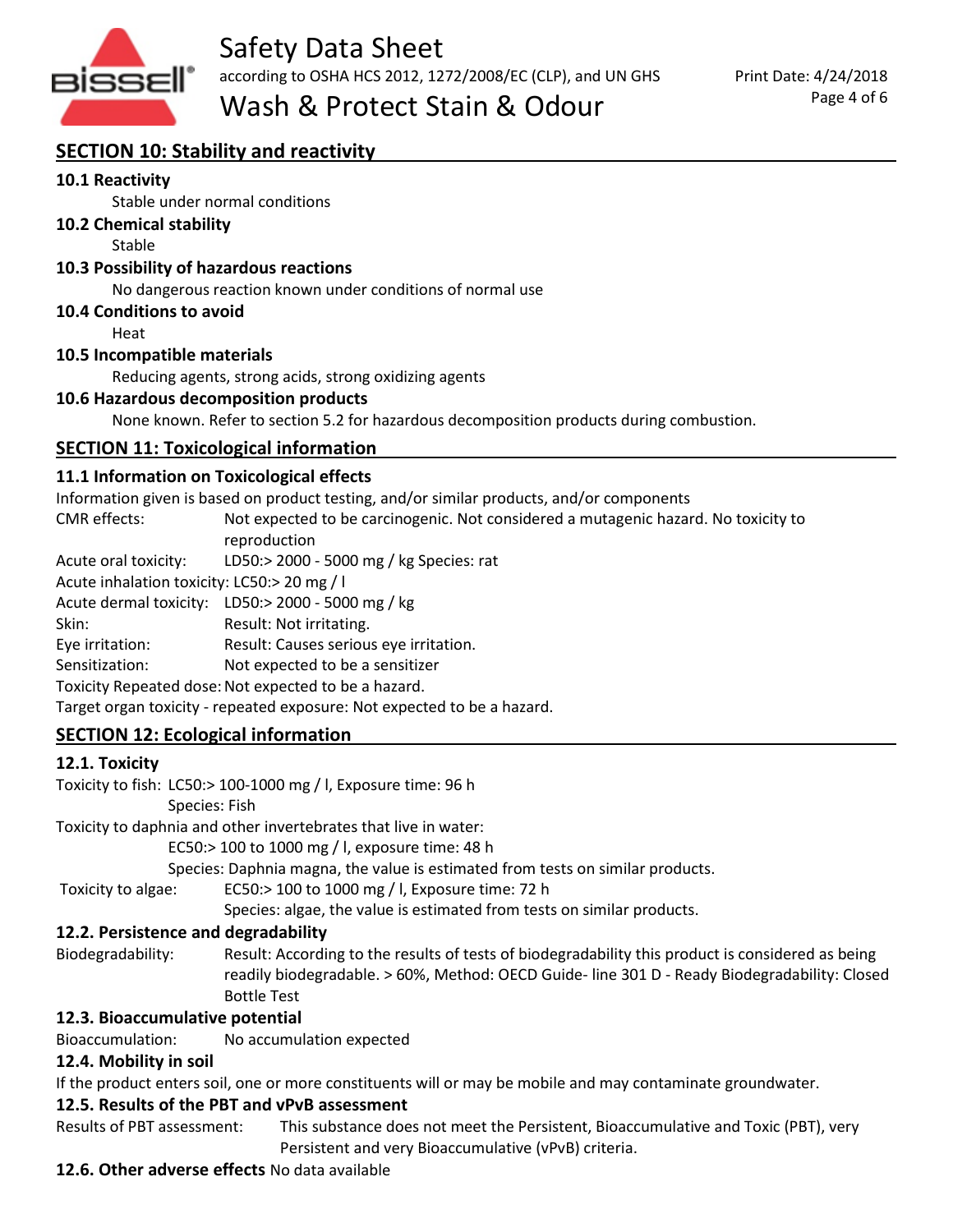## SECTION 10: Stability and reactivity

### 10.1 Reactivity

Stable under normal conditions

### 10.2 Chemical stability

Stable

### 10.3 Possibility of hazardous reactions

No dangerous reaction known under conditions of normal use

### 10.4 Conditions to avoid

Heat

### 10.5 Incompatible materials

Reducing agents, strong acids, strong oxidizing agents

### 10.6 Hazardous decomposition products

None known. Refer to section 5.2 for hazardous decomposition products during combustion.

## SECTION 11: Toxicological information

### 11.1 Information on Toxicological effects

Information given is based on product testing, and/or similar products, and/or components

CMR effects: Not expected to be carcinogenic. Not considered a mutagenic hazard. No toxicity to reproduction

Acute oral toxicity: LD50:> 2000 - 5000 mg / kg Species: rat

Acute inhalation toxicity: LC50:> 20 mg / l

Acute dermal toxicity: LD50:> 2000 - 5000 mg / kg

Skin: Result: Not irritating.

Eye irritation: Result: Causes serious eye irritation.

Sensitization: Not expected to be a sensitizer

Toxicity Repeated dose: Not expected to be a hazard.

Target organ toxicity - repeated exposure: Not expected to be a hazard.

## SECTION 12: Ecological information

### 12.1. Toxicity

Toxicity to fish: LC50:> 100-1000 mg / l, Exposure time: 96 h
Species: Fish

Toxicity to daphnia and other invertebrates that live in water:
EC50:> 100 to 1000 mg / l, exposure time: 48 h
Species: Daphnia magna, the value is estimated from tests on similar products.

Toxicity to algae: EC50:> 100 to 1000 mg / l, Exposure time: 72 h
Species: algae, the value is estimated from tests on similar products.

### 12.2. Persistence and degradability

Biodegradability: Result: According to the results of tests of biodegradability this product is considered as being readily biodegradable. > 60%, Method: OECD Guide- line 301 D - Ready Biodegradability: Closed Bottle Test

### 12.3. Bioaccumulative potential

Bioaccumulation: No accumulation expected

### 12.4. Mobility in soil

If the product enters soil, one or more constituents will or may be mobile and may contaminate groundwater.

### 12.5. Results of the PBT and vPvB assessment

Results of PBT assessment: This substance does not meet the Persistent, Bioaccumulative and Toxic (PBT), very Persistent and very Bioaccumulative (vPvB) criteria.

**12.6. Other adverse effects** No data available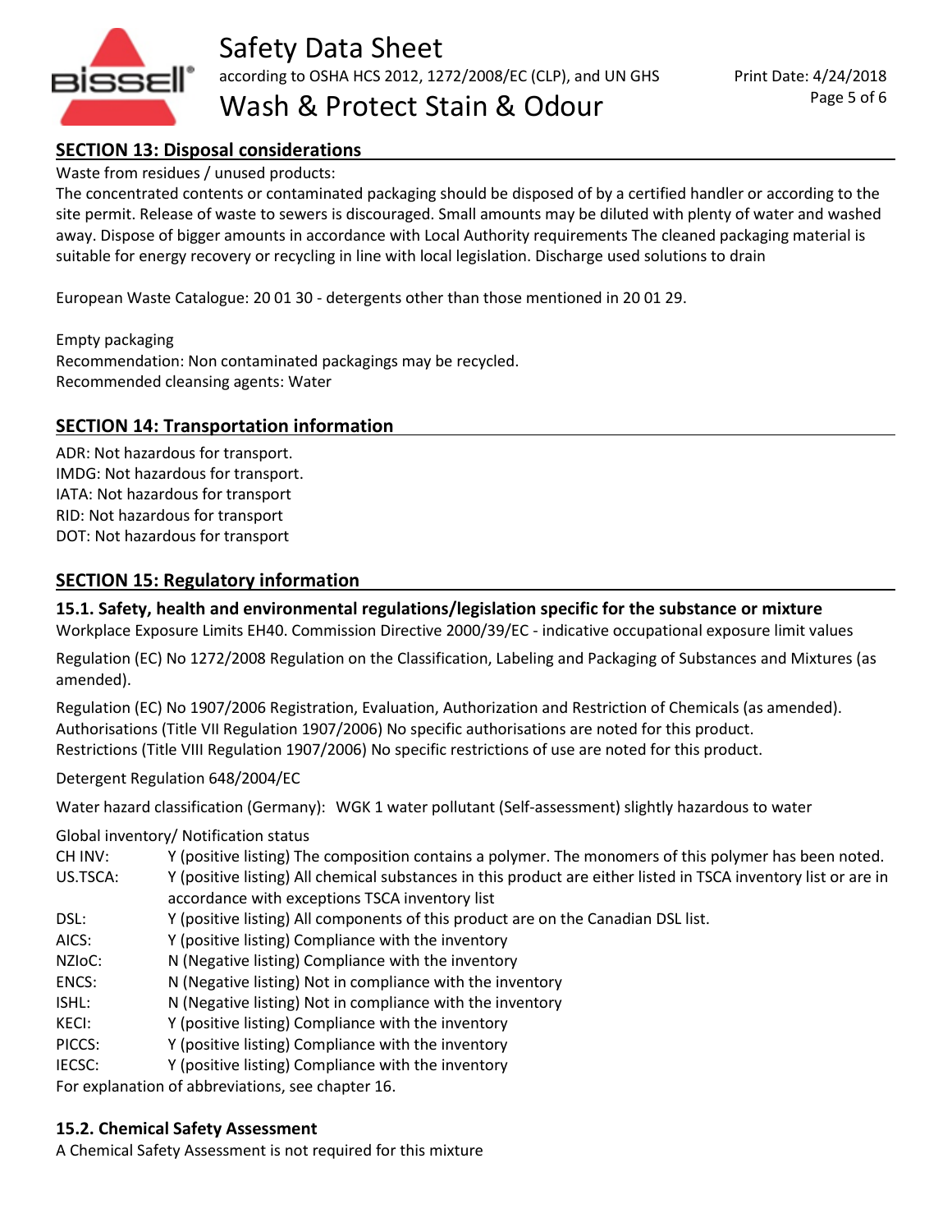## SECTION 13: Disposal considerations

Waste from residues / unused products:

The concentrated contents or contaminated packaging should be disposed of by a certified handler or according to the site permit. Release of waste to sewers is discouraged. Small amounts may be diluted with plenty of water and washed away. Dispose of bigger amounts in accordance with Local Authority requirements The cleaned packaging material is suitable for energy recovery or recycling in line with local legislation. Discharge used solutions to drain

European Waste Catalogue: 20 01 30 - detergents other than those mentioned in 20 01 29.

Empty packaging

Recommendation: Non contaminated packagings may be recycled.

Recommended cleansing agents: Water

## SECTION 14: Transportation information

ADR: Not hazardous for transport.

IMDG: Not hazardous for transport.

IATA: Not hazardous for transport

RID: Not hazardous for transport

DOT: Not hazardous for transport

## SECTION 15: Regulatory information

### 15.1. Safety, health and environmental regulations/legislation specific for the substance or mixture

Workplace Exposure Limits EH40. Commission Directive 2000/39/EC - indicative occupational exposure limit values

Regulation (EC) No 1272/2008 Regulation on the Classification, Labeling and Packaging of Substances and Mixtures (as amended).

Regulation (EC) No 1907/2006 Registration, Evaluation, Authorization and Restriction of Chemicals (as amended).

Authorisations (Title VII Regulation 1907/2006) No specific authorisations are noted for this product.

Restrictions (Title VIII Regulation 1907/2006) No specific restrictions of use are noted for this product.

Detergent Regulation 648/2004/EC

Water hazard classification (Germany): WGK 1 water pollutant (Self-assessment) slightly hazardous to water

Global inventory/ Notification status

| | |
|---|---|
| CH INV: | Y (positive listing) The composition contains a polymer. The monomers of this polymer has been noted. |
| US.TSCA: | Y (positive listing) All chemical substances in this product are either listed in TSCA inventory list or are in accordance with exceptions TSCA inventory list |
| DSL: | Y (positive listing) All components of this product are on the Canadian DSL list. |
| AICS: | Y (positive listing) Compliance with the inventory |
| NZIoC: | N (Negative listing) Compliance with the inventory |
| ENCS: | N (Negative listing) Not in compliance with the inventory |
| ISHL: | N (Negative listing) Not in compliance with the inventory |
| KECI: | Y (positive listing) Compliance with the inventory |
| PICCS: | Y (positive listing) Compliance with the inventory |
| IECSC: | Y (positive listing) Compliance with the inventory |

For explanation of abbreviations, see chapter 16.

### 15.2. Chemical Safety Assessment

A Chemical Safety Assessment is not required for this mixture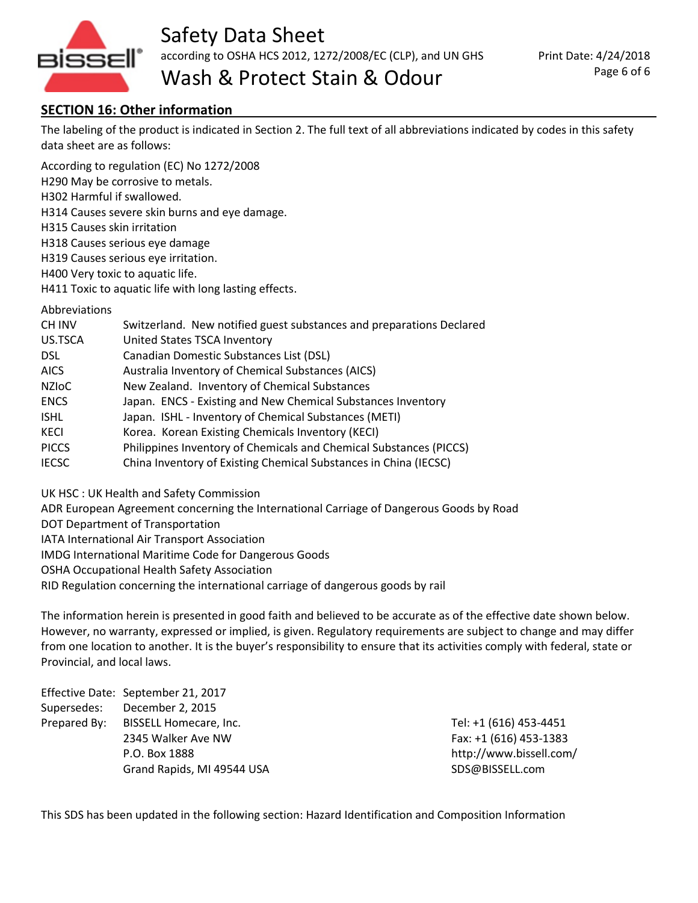## SECTION 16: Other information

The labeling of the product is indicated in Section 2. The full text of all abbreviations indicated by codes in this safety data sheet are as follows:

According to regulation (EC) No 1272/2008
H290 May be corrosive to metals.
H302 Harmful if swallowed.
H314 Causes severe skin burns and eye damage.
H315 Causes skin irritation
H318 Causes serious eye damage
H319 Causes serious eye irritation.
H400 Very toxic to aquatic life.
H411 Toxic to aquatic life with long lasting effects.

Abbreviations

| | |
|---|---|
| CH INV | Switzerland. New notified guest substances and preparations Declared |
| US.TSCA | United States TSCA Inventory |
| DSL | Canadian Domestic Substances List (DSL) |
| AICS | Australia Inventory of Chemical Substances (AICS) |
| NZIoC | New Zealand. Inventory of Chemical Substances |
| ENCS | Japan. ENCS - Existing and New Chemical Substances Inventory |
| ISHL | Japan. ISHL - Inventory of Chemical Substances (METI) |
| KECI | Korea. Korean Existing Chemicals Inventory (KECI) |
| PICCS | Philippines Inventory of Chemicals and Chemical Substances (PICCS) |
| IECSC | China Inventory of Existing Chemical Substances in China (IECSC) |

UK HSC : UK Health and Safety Commission
ADR European Agreement concerning the International Carriage of Dangerous Goods by Road
DOT Department of Transportation
IATA International Air Transport Association
IMDG International Maritime Code for Dangerous Goods
OSHA Occupational Health Safety Association
RID Regulation concerning the international carriage of dangerous goods by rail

The information herein is presented in good faith and believed to be accurate as of the effective date shown below. However, no warranty, expressed or implied, is given. Regulatory requirements are subject to change and may differ from one location to another. It is the buyer's responsibility to ensure that its activities comply with federal, state or Provincial, and local laws.

Effective Date: September 21, 2017
Supersedes: December 2, 2015
Prepared By: BISSELL Homecare, Inc.
2345 Walker Ave NW
P.O. Box 1888
Grand Rapids, MI 49544 USA

Tel: +1 (616) 453-4451
Fax: +1 (616) 453-1383
http://www.bissell.com/
SDS@BISSELL.com

This SDS has been updated in the following section: Hazard Identification and Composition Information